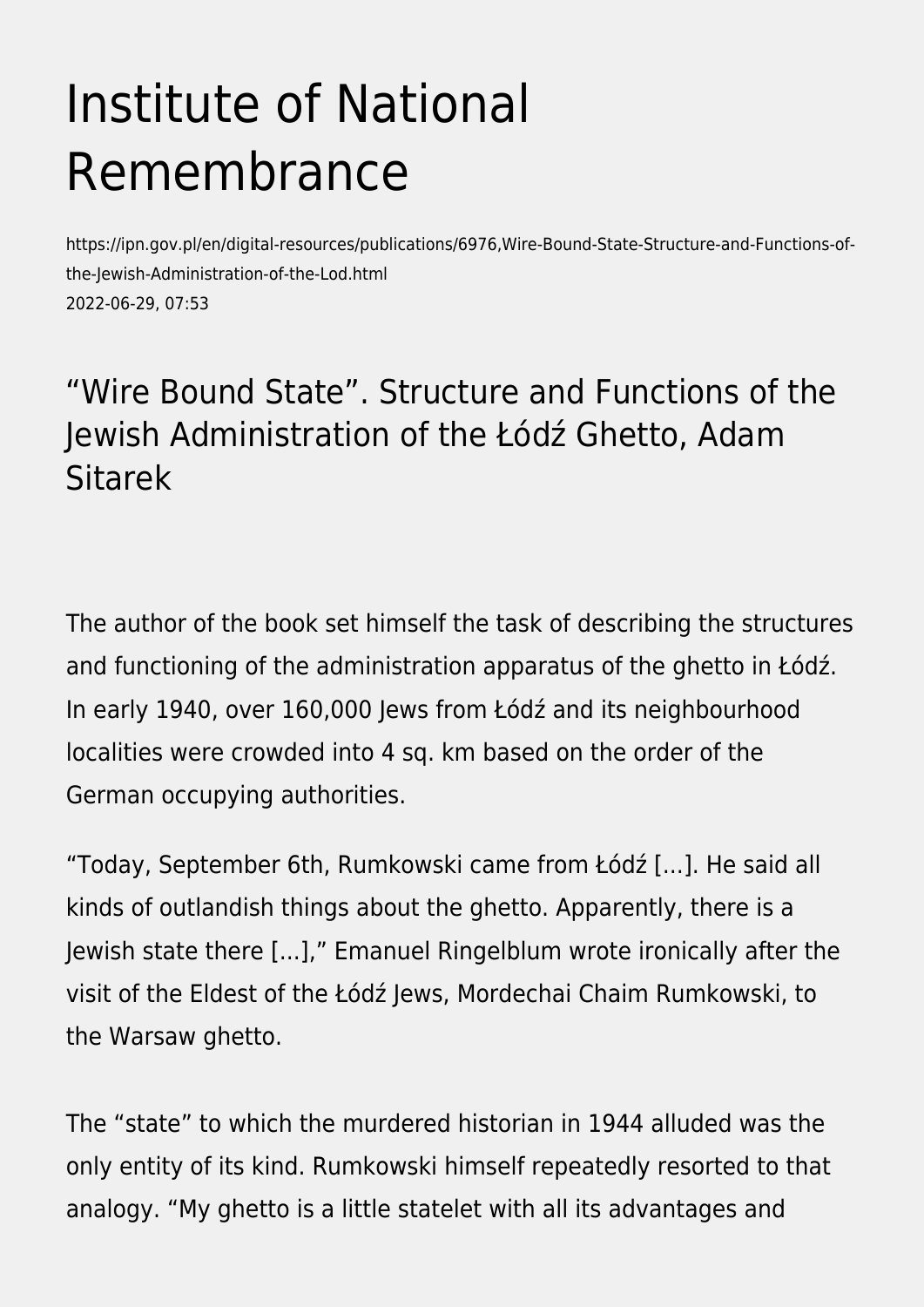# Institute of National Remembrance

https://ipn.gov.pl/en/digital-resources/publications/6976,Wire-Bound-State-Structure-and-Functions-of-the-Jewish-Administration-of-the-Lod.html
2022-06-29, 07:53

## “Wire Bound State”. Structure and Functions of the Jewish Administration of the Łódź Ghetto, Adam Sitarek

The author of the book set himself the task of describing the structures and functioning of the administration apparatus of the ghetto in Łódź. In early 1940, over 160,000 Jews from Łódź and its neighbourhood localities were crowded into 4 sq. km based on the order of the German occupying authorities.

“Today, September 6th, Rumkowski came from Łódź [...]. He said all kinds of outlandish things about the ghetto. Apparently, there is a Jewish state there [...],” Emanuel Ringelblum wrote ironically after the visit of the Eldest of the Łódź Jews, Mordechai Chaim Rumkowski, to the Warsaw ghetto.

The “state” to which the murdered historian in 1944 alluded was the only entity of its kind. Rumkowski himself repeatedly resorted to that analogy. “My ghetto is a little statelet with all its advantages and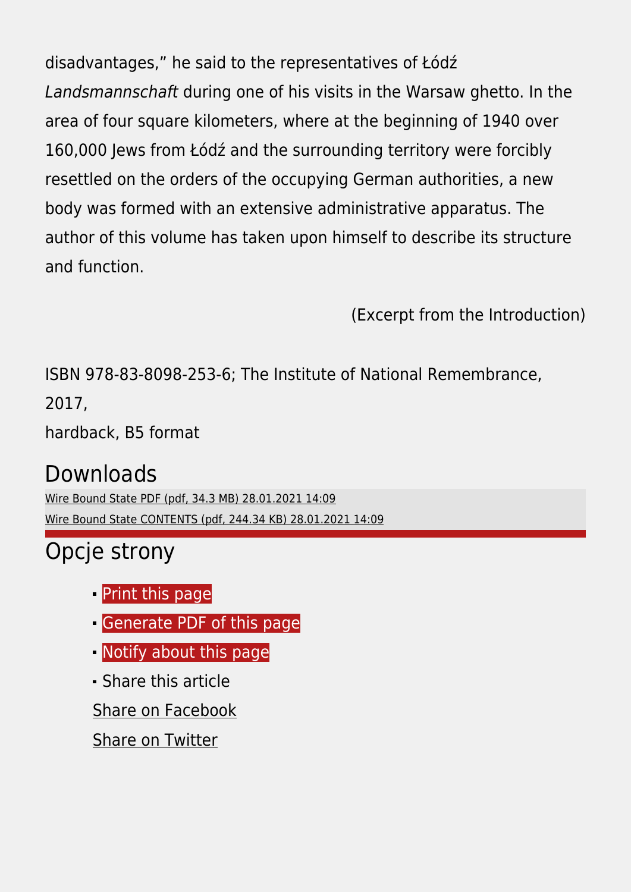disadvantages," he said to the representatives of Łódź *Landsmannschaft* during one of his visits in the Warsaw ghetto. In the area of four square kilometers, where at the beginning of 1940 over 160,000 Jews from Łódź and the surrounding territory were forcibly resettled on the orders of the occupying German authorities, a new body was formed with an extensive administrative apparatus. The author of this volume has taken upon himself to describe its structure and function.

(Excerpt from the Introduction)

ISBN 978-83-8098-253-6; The Institute of National Remembrance, 2017,
hardback, B5 format

## Downloads

Wire Bound State PDF (pdf, 34.3 MB) 28.01.2021 14:09
Wire Bound State CONTENTS (pdf, 244.34 KB) 28.01.2021 14:09

## Opcje strony

- Print this page
- Generate PDF of this page
- Notify about this page
- Share this article

Share on Facebook

Share on Twitter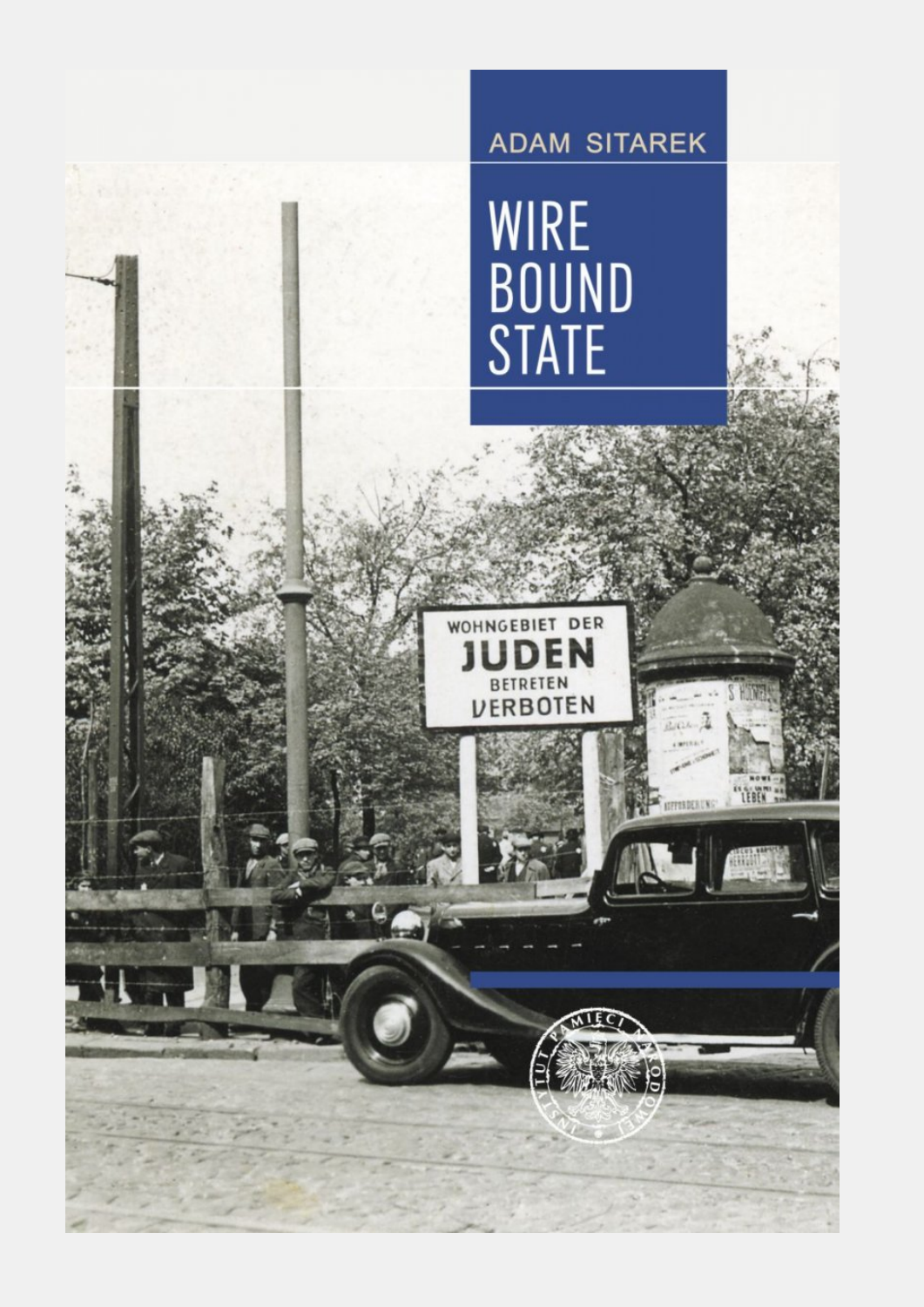ADAM SITAREK

# WIRE BOUND STATE